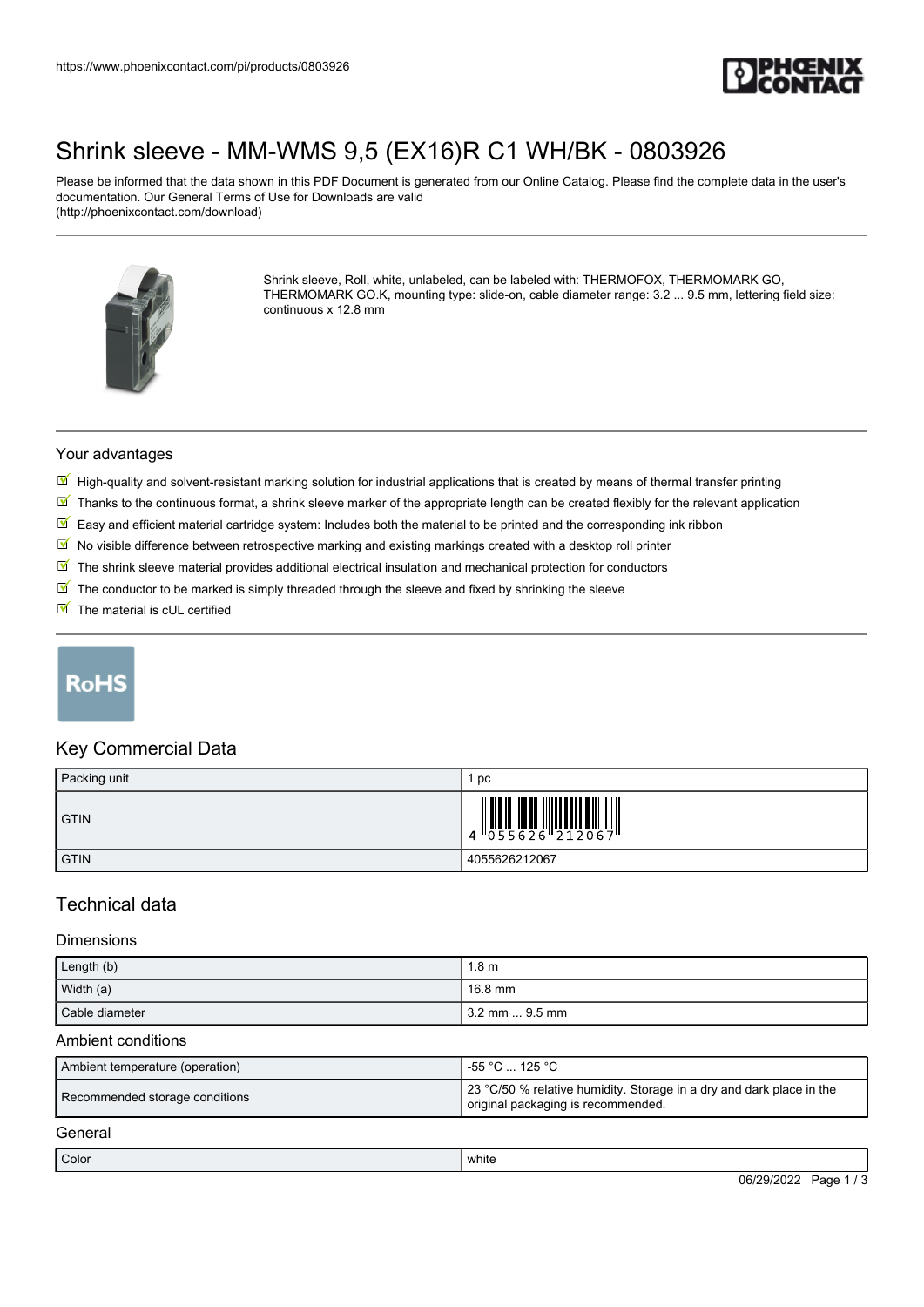https://www.phoenixcontact.com/pi/products/0803926

# Shrink sleeve - MM-WMS 9,5 (EX16)R C1 WH/BK - 0803926

Please be informed that the data shown in this PDF Document is generated from our Online Catalog. Please find the complete data in the user's documentation. Our General Terms of Use for Downloads are valid (http://phoenixcontact.com/download)

Shrink sleeve, Roll, white, unlabeled, can be labeled with: THERMOFOX, THERMOMARK GO, THERMOMARK GO.K, mounting type: slide-on, cable diameter range: 3.2 ... 9.5 mm, lettering field size: continuous x 12.8 mm

## Your advantages

- High-quality and solvent-resistant marking solution for industrial applications that is created by means of thermal transfer printing
- Thanks to the continuous format, a shrink sleeve marker of the appropriate length can be created flexibly for the relevant application
- Easy and efficient material cartridge system: Includes both the material to be printed and the corresponding ink ribbon
- No visible difference between retrospective marking and existing markings created with a desktop roll printer
- The shrink sleeve material provides additional electrical insulation and mechanical protection for conductors
- The conductor to be marked is simply threaded through the sleeve and fixed by shrinking the sleeve
- The material is cUL certified

RoHS

## Key Commercial Data

| Packing unit | 1 pc |
|---|---|
| GTIN | 4 055626 212067 |
| GTIN | 4055626212067 |

## Technical data

### Dimensions

| Length (b) | 1.8 m |
|---|---|
| Width (a) | 16.8 mm |
| Cable diameter | 3.2 mm ... 9.5 mm |

### Ambient conditions

| Ambient temperature (operation) | -55 °C ... 125 °C |
|---|---|
| Recommended storage conditions | 23 °C/50 % relative humidity. Storage in a dry and dark place in the original packaging is recommended. |

### General

| Color | white |
|---|---|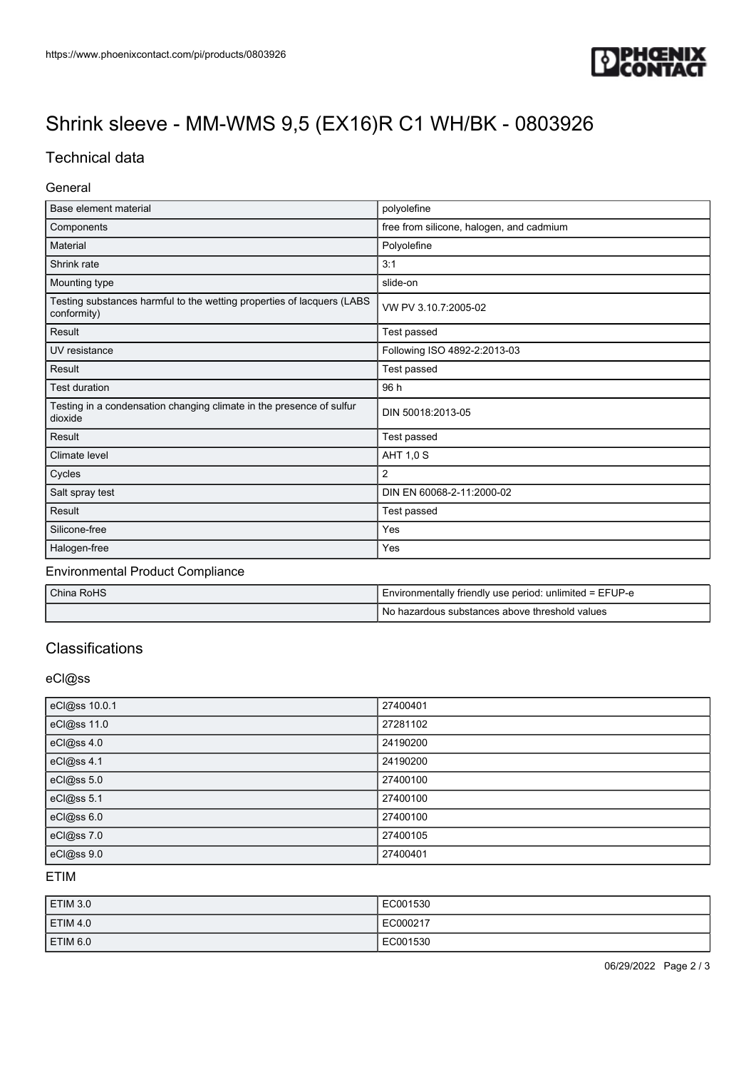# Shrink sleeve - MM-WMS 9,5 (EX16)R C1 WH/BK - 0803926

## Technical data

### General

| | |
|---|---|
| Base element material | polyolefine |
| Components | free from silicone, halogen, and cadmium |
| Material | Polyolefine |
| Shrink rate | 3:1 |
| Mounting type | slide-on |
| Testing substances harmful to the wetting properties of lacquers (LABS conformity) | VW PV 3.10.7:2005-02 |
| Result | Test passed |
| UV resistance | Following ISO 4892-2:2013-03 |
| Result | Test passed |
| Test duration | 96 h |
| Testing in a condensation changing climate in the presence of sulfur dioxide | DIN 50018:2013-05 |
| Result | Test passed |
| Climate level | AHT 1,0 S |
| Cycles | 2 |
| Salt spray test | DIN EN 60068-2-11:2000-02 |
| Result | Test passed |
| Silicone-free | Yes |
| Halogen-free | Yes |

### Environmental Product Compliance

| | |
|---|---|
| China RoHS | Environmentally friendly use period: unlimited = EFUP-e |
| | No hazardous substances above threshold values |

## Classifications

### eCl@ss

| | |
|---|---|
| eCl@ss 10.0.1 | 27400401 |
| eCl@ss 11.0 | 27281102 |
| eCl@ss 4.0 | 24190200 |
| eCl@ss 4.1 | 24190200 |
| eCl@ss 5.0 | 27400100 |
| eCl@ss 5.1 | 27400100 |
| eCl@ss 6.0 | 27400100 |
| eCl@ss 7.0 | 27400105 |
| eCl@ss 9.0 | 27400401 |

### ETIM

| | |
|---|---|
| ETIM 3.0 | EC001530 |
| ETIM 4.0 | EC000217 |
| ETIM 6.0 | EC001530 |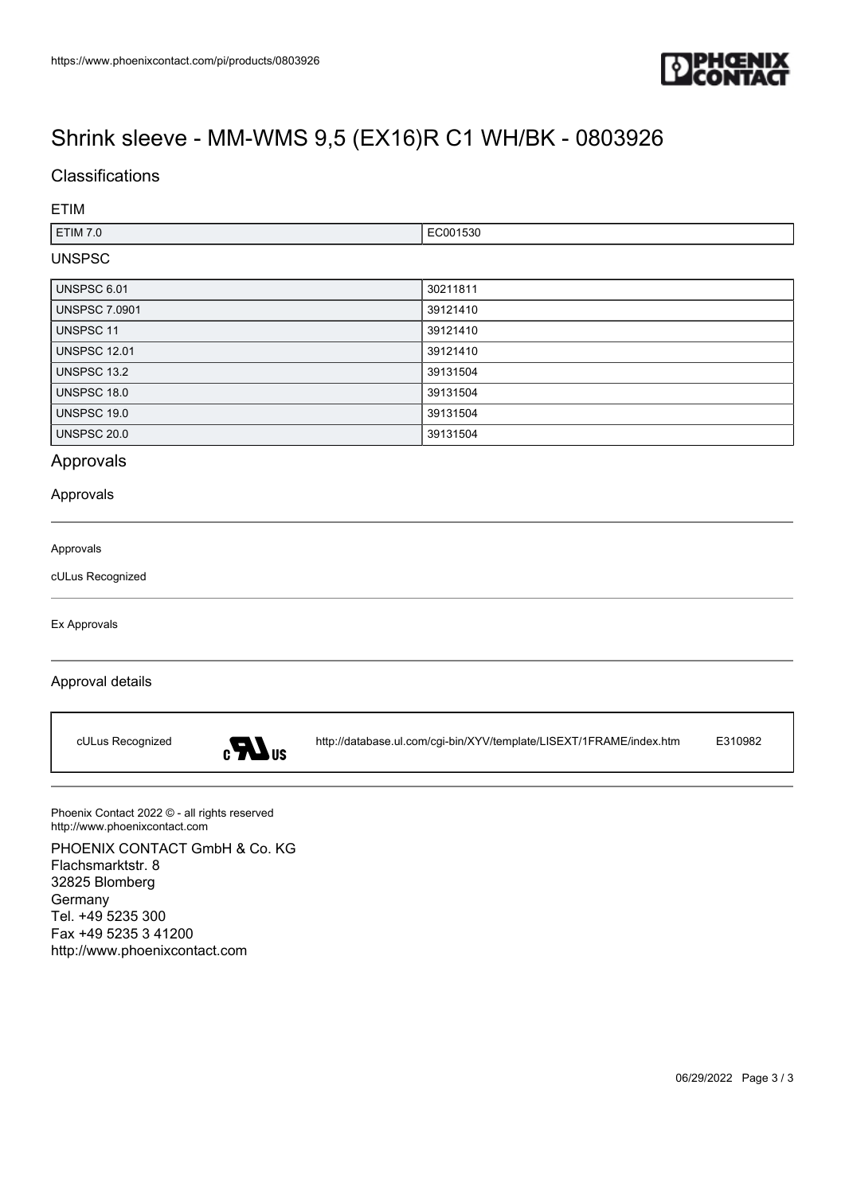# Shrink sleeve - MM-WMS 9,5 (EX16)R C1 WH/BK - 0803926

## Classifications

### ETIM

| | |
|---|---|
| ETIM 7.0 | EC001530 |

### UNSPSC

| | |
|---|---|
| UNSPSC 6.01 | 30211811 |
| UNSPSC 7.0901 | 39121410 |
| UNSPSC 11 | 39121410 |
| UNSPSC 12.01 | 39121410 |
| UNSPSC 13.2 | 39131504 |
| UNSPSC 18.0 | 39131504 |
| UNSPSC 19.0 | 39131504 |
| UNSPSC 20.0 | 39131504 |

## Approvals

### Approvals

Approvals

cULus Recognized

Ex Approvals

### Approval details

| | | | |
|---|---|---|---|
| cULus Recognized | cULus | http://database.ul.com/cgi-bin/XYV/template/LISEXT/1FRAME/index.htm | E310982 |

Phoenix Contact 2022 © - all rights reserved
http://www.phoenixcontact.com

PHOENIX CONTACT GmbH & Co. KG
Flachsmarktstr. 8
32825 Blomberg
Germany
Tel. +49 5235 300
Fax +49 5235 3 41200
http://www.phoenixcontact.com